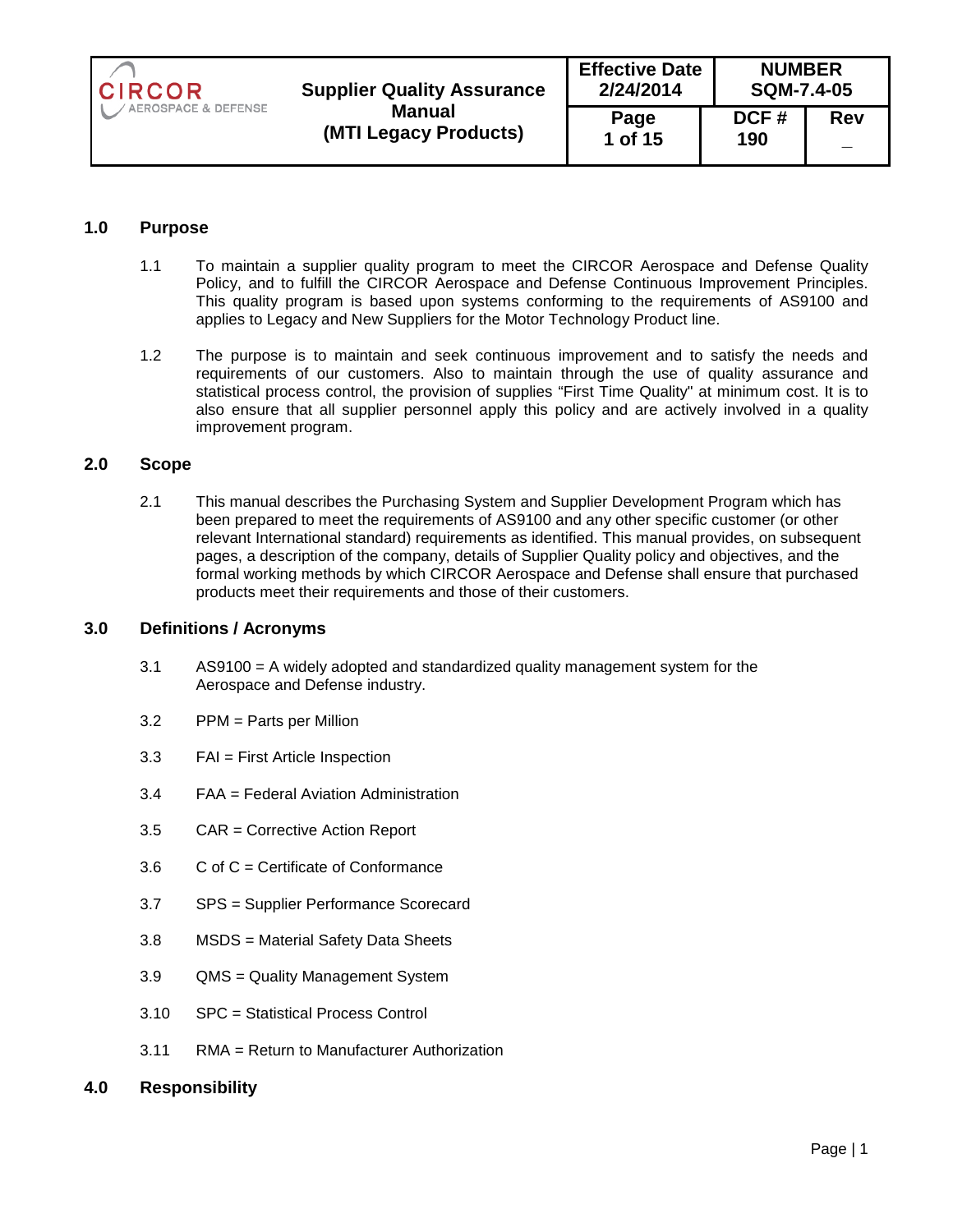| CIRCOR AEROSPACE & DEFENSE | Supplier Quality Assurance Manual (MTI Legacy Products) | Effective Date 2/24/2014 | NUMBER SQM-7.4-05 | |
|---|---|---|---|---|
| | | Page 1 of 15 | DCF # 190 | Rev _ |

## 1.0 Purpose

1.1 To maintain a supplier quality program to meet the CIRCOR Aerospace and Defense Quality Policy, and to fulfill the CIRCOR Aerospace and Defense Continuous Improvement Principles. This quality program is based upon systems conforming to the requirements of AS9100 and applies to Legacy and New Suppliers for the Motor Technology Product line.

1.2 The purpose is to maintain and seek continuous improvement and to satisfy the needs and requirements of our customers. Also to maintain through the use of quality assurance and statistical process control, the provision of supplies "First Time Quality" at minimum cost. It is to also ensure that all supplier personnel apply this policy and are actively involved in a quality improvement program.

## 2.0 Scope

2.1 This manual describes the Purchasing System and Supplier Development Program which has been prepared to meet the requirements of AS9100 and any other specific customer (or other relevant International standard) requirements as identified. This manual provides, on subsequent pages, a description of the company, details of Supplier Quality policy and objectives, and the formal working methods by which CIRCOR Aerospace and Defense shall ensure that purchased products meet their requirements and those of their customers.

## 3.0 Definitions / Acronyms

3.1 AS9100 = A widely adopted and standardized quality management system for the Aerospace and Defense industry.

3.2 PPM = Parts per Million

3.3 FAI = First Article Inspection

3.4 FAA = Federal Aviation Administration

3.5 CAR = Corrective Action Report

3.6 C of C = Certificate of Conformance

3.7 SPS = Supplier Performance Scorecard

3.8 MSDS = Material Safety Data Sheets

3.9 QMS = Quality Management System

3.10 SPC = Statistical Process Control

3.11 RMA = Return to Manufacturer Authorization

## 4.0 Responsibility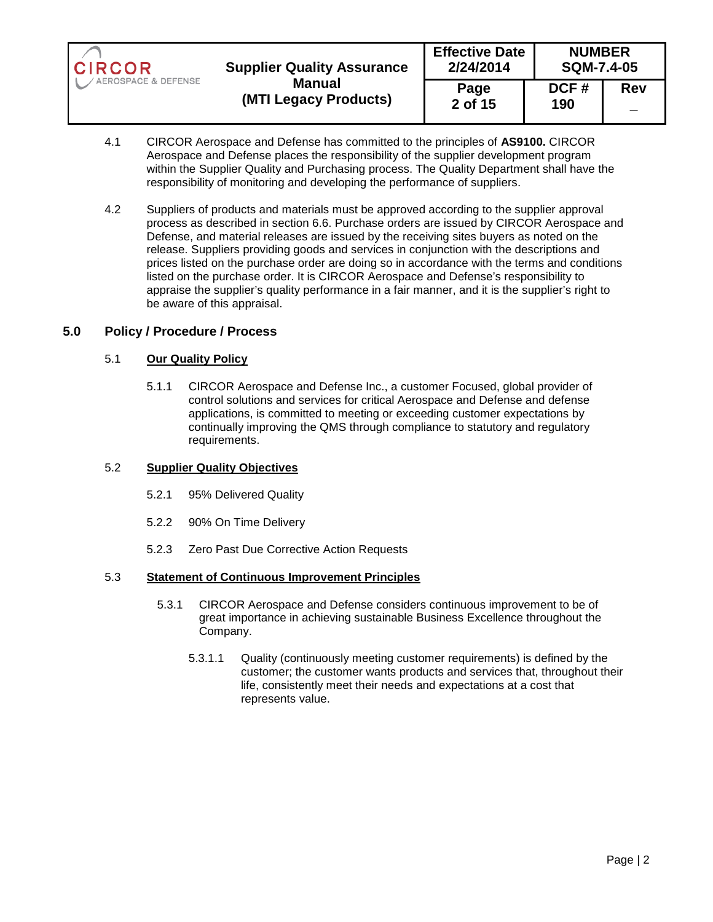4.1 CIRCOR Aerospace and Defense has committed to the principles of **AS9100.** CIRCOR Aerospace and Defense places the responsibility of the supplier development program within the Supplier Quality and Purchasing process. The Quality Department shall have the responsibility of monitoring and developing the performance of suppliers.

4.2 Suppliers of products and materials must be approved according to the supplier approval process as described in section 6.6. Purchase orders are issued by CIRCOR Aerospace and Defense, and material releases are issued by the receiving sites buyers as noted on the release. Suppliers providing goods and services in conjunction with the descriptions and prices listed on the purchase order are doing so in accordance with the terms and conditions listed on the purchase order. It is CIRCOR Aerospace and Defense's responsibility to appraise the supplier's quality performance in a fair manner, and it is the supplier's right to be aware of this appraisal.

## 5.0 Policy / Procedure / Process

### 5.1 Our Quality Policy

5.1.1 CIRCOR Aerospace and Defense Inc., a customer Focused, global provider of control solutions and services for critical Aerospace and Defense and defense applications, is committed to meeting or exceeding customer expectations by continually improving the QMS through compliance to statutory and regulatory requirements.

### 5.2 Supplier Quality Objectives

5.2.1 95% Delivered Quality

5.2.2 90% On Time Delivery

5.2.3 Zero Past Due Corrective Action Requests

### 5.3 Statement of Continuous Improvement Principles

5.3.1 CIRCOR Aerospace and Defense considers continuous improvement to be of great importance in achieving sustainable Business Excellence throughout the Company.

5.3.1.1 Quality (continuously meeting customer requirements) is defined by the customer; the customer wants products and services that, throughout their life, consistently meet their needs and expectations at a cost that represents value.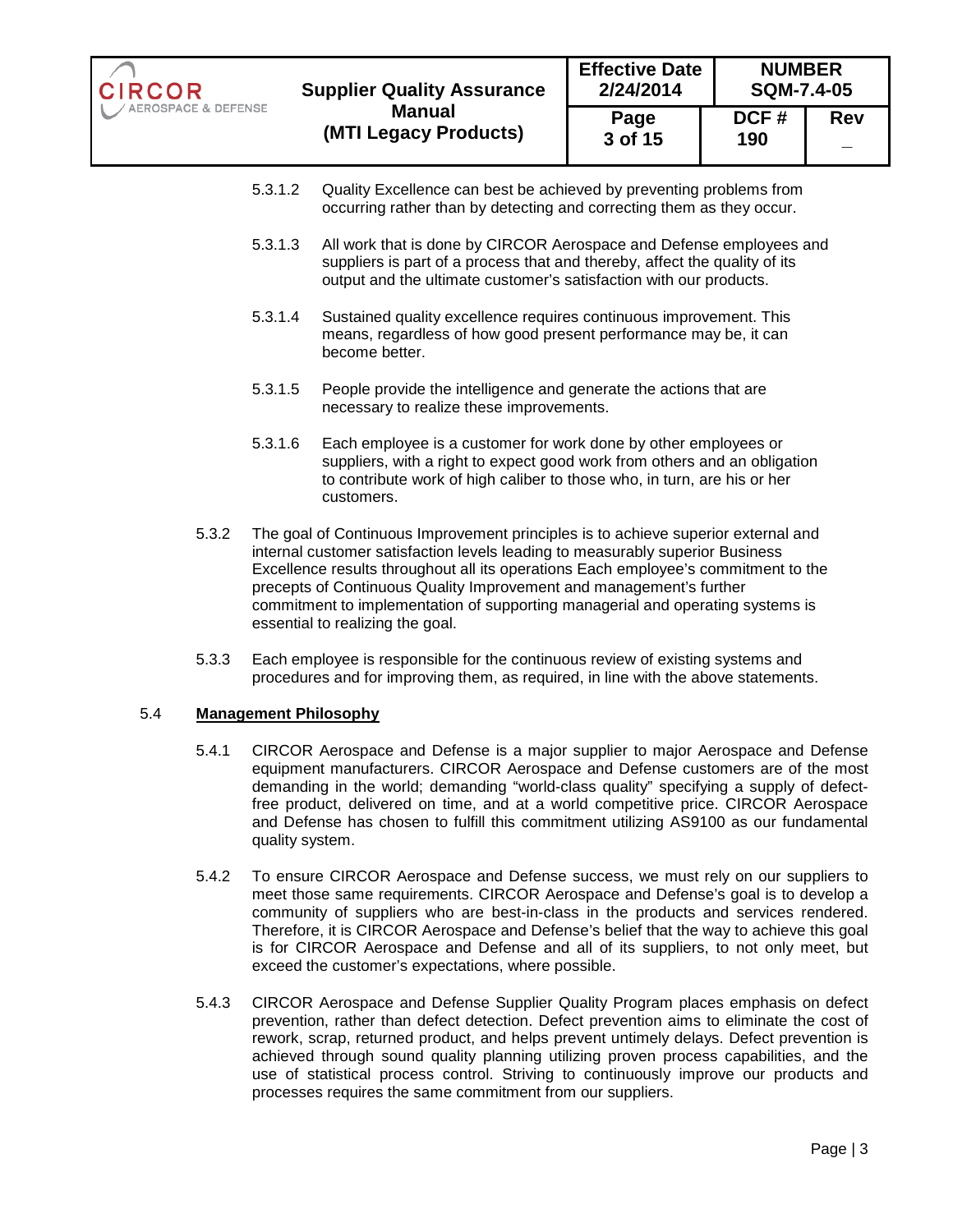5.3.1.2 Quality Excellence can best be achieved by preventing problems from occurring rather than by detecting and correcting them as they occur.

5.3.1.3 All work that is done by CIRCOR Aerospace and Defense employees and suppliers is part of a process that and thereby, affect the quality of its output and the ultimate customer's satisfaction with our products.

5.3.1.4 Sustained quality excellence requires continuous improvement. This means, regardless of how good present performance may be, it can become better.

5.3.1.5 People provide the intelligence and generate the actions that are necessary to realize these improvements.

5.3.1.6 Each employee is a customer for work done by other employees or suppliers, with a right to expect good work from others and an obligation to contribute work of high caliber to those who, in turn, are his or her customers.

5.3.2 The goal of Continuous Improvement principles is to achieve superior external and internal customer satisfaction levels leading to measurably superior Business Excellence results throughout all its operations Each employee's commitment to the precepts of Continuous Quality Improvement and management's further commitment to implementation of supporting managerial and operating systems is essential to realizing the goal.

5.3.3 Each employee is responsible for the continuous review of existing systems and procedures and for improving them, as required, in line with the above statements.

## 5.4 Management Philosophy

5.4.1 CIRCOR Aerospace and Defense is a major supplier to major Aerospace and Defense equipment manufacturers. CIRCOR Aerospace and Defense customers are of the most demanding in the world; demanding "world-class quality" specifying a supply of defect-free product, delivered on time, and at a world competitive price. CIRCOR Aerospace and Defense has chosen to fulfill this commitment utilizing AS9100 as our fundamental quality system.

5.4.2 To ensure CIRCOR Aerospace and Defense success, we must rely on our suppliers to meet those same requirements. CIRCOR Aerospace and Defense's goal is to develop a community of suppliers who are best-in-class in the products and services rendered. Therefore, it is CIRCOR Aerospace and Defense's belief that the way to achieve this goal is for CIRCOR Aerospace and Defense and all of its suppliers, to not only meet, but exceed the customer's expectations, where possible.

5.4.3 CIRCOR Aerospace and Defense Supplier Quality Program places emphasis on defect prevention, rather than defect detection. Defect prevention aims to eliminate the cost of rework, scrap, returned product, and helps prevent untimely delays. Defect prevention is achieved through sound quality planning utilizing proven process capabilities, and the use of statistical process control. Striving to continuously improve our products and processes requires the same commitment from our suppliers.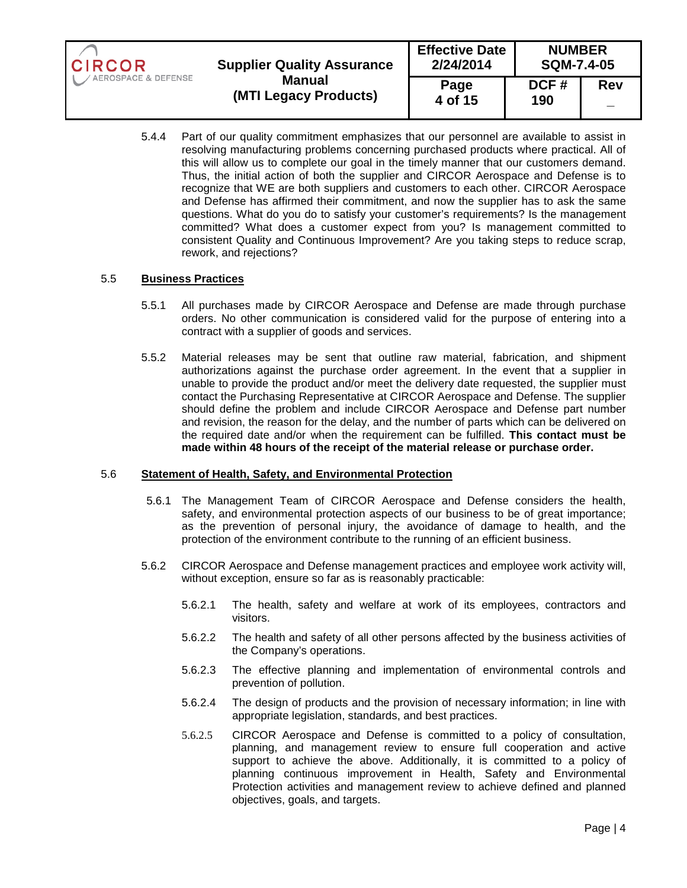5.4.4 Part of our quality commitment emphasizes that our personnel are available to assist in resolving manufacturing problems concerning purchased products where practical. All of this will allow us to complete our goal in the timely manner that our customers demand. Thus, the initial action of both the supplier and CIRCOR Aerospace and Defense is to recognize that WE are both suppliers and customers to each other. CIRCOR Aerospace and Defense has affirmed their commitment, and now the supplier has to ask the same questions. What do you do to satisfy your customer's requirements? Is the management committed? What does a customer expect from you? Is management committed to consistent Quality and Continuous Improvement? Are you taking steps to reduce scrap, rework, and rejections?

## 5.5 Business Practices

5.5.1 All purchases made by CIRCOR Aerospace and Defense are made through purchase orders. No other communication is considered valid for the purpose of entering into a contract with a supplier of goods and services.

5.5.2 Material releases may be sent that outline raw material, fabrication, and shipment authorizations against the purchase order agreement. In the event that a supplier in unable to provide the product and/or meet the delivery date requested, the supplier must contact the Purchasing Representative at CIRCOR Aerospace and Defense. The supplier should define the problem and include CIRCOR Aerospace and Defense part number and revision, the reason for the delay, and the number of parts which can be delivered on the required date and/or when the requirement can be fulfilled. **This contact must be made within 48 hours of the receipt of the material release or purchase order.**

## 5.6 Statement of Health, Safety, and Environmental Protection

5.6.1 The Management Team of CIRCOR Aerospace and Defense considers the health, safety, and environmental protection aspects of our business to be of great importance; as the prevention of personal injury, the avoidance of damage to health, and the protection of the environment contribute to the running of an efficient business.

5.6.2 CIRCOR Aerospace and Defense management practices and employee work activity will, without exception, ensure so far as is reasonably practicable:

5.6.2.1 The health, safety and welfare at work of its employees, contractors and visitors.

5.6.2.2 The health and safety of all other persons affected by the business activities of the Company's operations.

5.6.2.3 The effective planning and implementation of environmental controls and prevention of pollution.

5.6.2.4 The design of products and the provision of necessary information; in line with appropriate legislation, standards, and best practices.

5.6.2.5 CIRCOR Aerospace and Defense is committed to a policy of consultation, planning, and management review to ensure full cooperation and active support to achieve the above. Additionally, it is committed to a policy of planning continuous improvement in Health, Safety and Environmental Protection activities and management review to achieve defined and planned objectives, goals, and targets.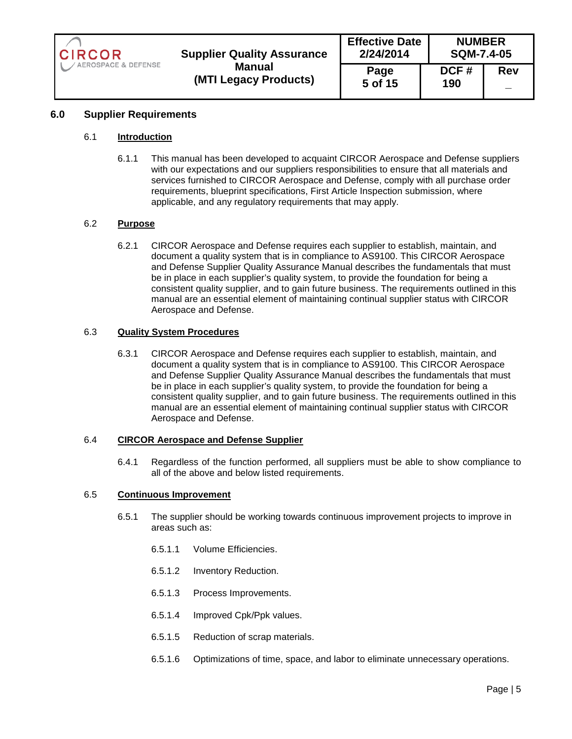## 6.0 Supplier Requirements

### 6.1 Introduction

6.1.1 This manual has been developed to acquaint CIRCOR Aerospace and Defense suppliers with our expectations and our suppliers responsibilities to ensure that all materials and services furnished to CIRCOR Aerospace and Defense, comply with all purchase order requirements, blueprint specifications, First Article Inspection submission, where applicable, and any regulatory requirements that may apply.

### 6.2 Purpose

6.2.1 CIRCOR Aerospace and Defense requires each supplier to establish, maintain, and document a quality system that is in compliance to AS9100. This CIRCOR Aerospace and Defense Supplier Quality Assurance Manual describes the fundamentals that must be in place in each supplier's quality system, to provide the foundation for being a consistent quality supplier, and to gain future business. The requirements outlined in this manual are an essential element of maintaining continual supplier status with CIRCOR Aerospace and Defense.

### 6.3 Quality System Procedures

6.3.1 CIRCOR Aerospace and Defense requires each supplier to establish, maintain, and document a quality system that is in compliance to AS9100. This CIRCOR Aerospace and Defense Supplier Quality Assurance Manual describes the fundamentals that must be in place in each supplier's quality system, to provide the foundation for being a consistent quality supplier, and to gain future business. The requirements outlined in this manual are an essential element of maintaining continual supplier status with CIRCOR Aerospace and Defense.

### 6.4 CIRCOR Aerospace and Defense Supplier

6.4.1 Regardless of the function performed, all suppliers must be able to show compliance to all of the above and below listed requirements.

### 6.5 Continuous Improvement

6.5.1 The supplier should be working towards continuous improvement projects to improve in areas such as:

6.5.1.1 Volume Efficiencies.

6.5.1.2 Inventory Reduction.

6.5.1.3 Process Improvements.

6.5.1.4 Improved Cpk/Ppk values.

6.5.1.5 Reduction of scrap materials.

6.5.1.6 Optimizations of time, space, and labor to eliminate unnecessary operations.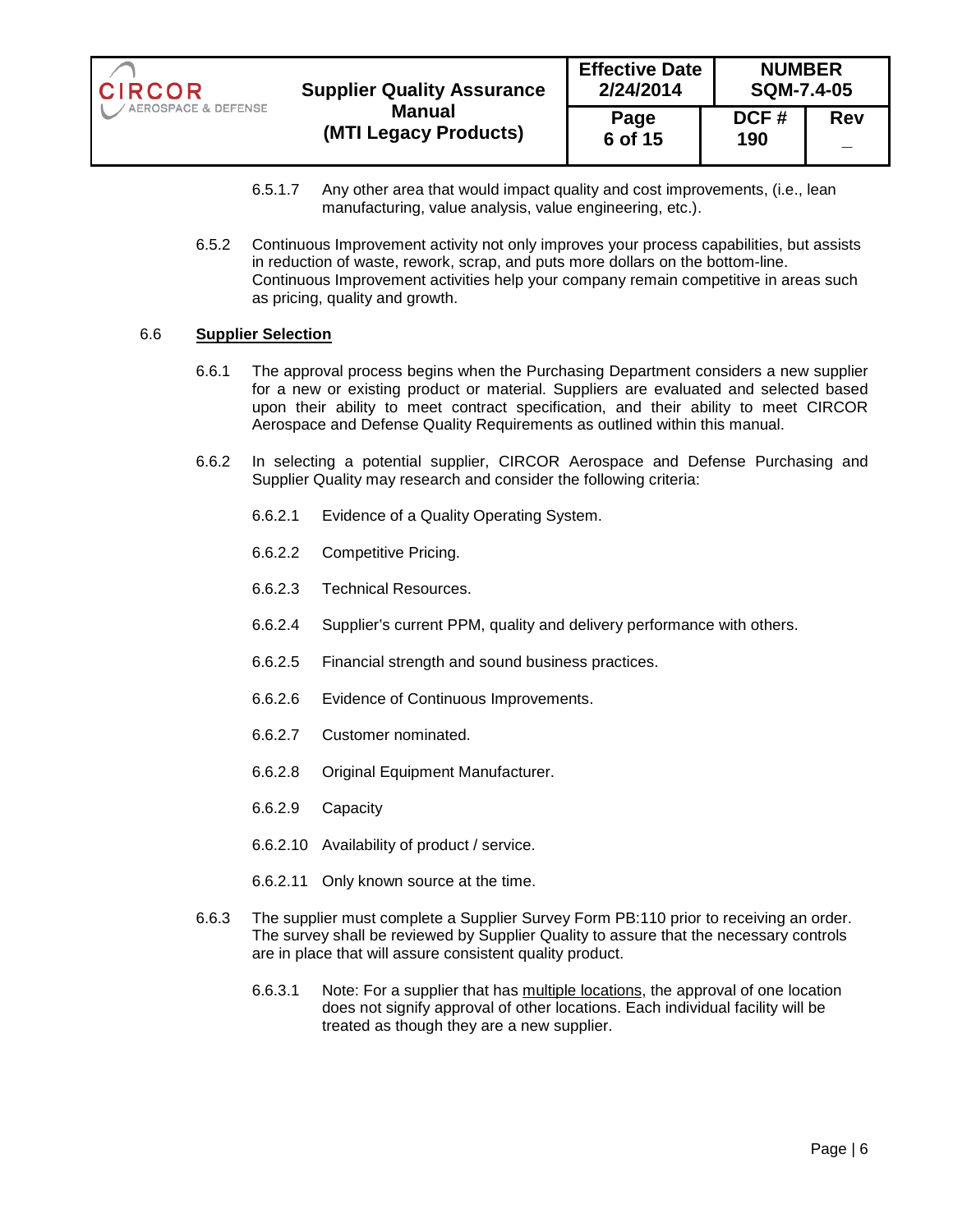6.5.1.7 Any other area that would impact quality and cost improvements, (i.e., lean manufacturing, value analysis, value engineering, etc.).

6.5.2 Continuous Improvement activity not only improves your process capabilities, but assists in reduction of waste, rework, scrap, and puts more dollars on the bottom-line. Continuous Improvement activities help your company remain competitive in areas such as pricing, quality and growth.

6.6 **Supplier Selection**

6.6.1 The approval process begins when the Purchasing Department considers a new supplier for a new or existing product or material. Suppliers are evaluated and selected based upon their ability to meet contract specification, and their ability to meet CIRCOR Aerospace and Defense Quality Requirements as outlined within this manual.

6.6.2 In selecting a potential supplier, CIRCOR Aerospace and Defense Purchasing and Supplier Quality may research and consider the following criteria:

6.6.2.1 Evidence of a Quality Operating System.

6.6.2.2 Competitive Pricing.

6.6.2.3 Technical Resources.

6.6.2.4 Supplier's current PPM, quality and delivery performance with others.

6.6.2.5 Financial strength and sound business practices.

6.6.2.6 Evidence of Continuous Improvements.

6.6.2.7 Customer nominated.

6.6.2.8 Original Equipment Manufacturer.

6.6.2.9 Capacity

6.6.2.10 Availability of product / service.

6.6.2.11 Only known source at the time.

6.6.3 The supplier must complete a Supplier Survey Form PB:110 prior to receiving an order. The survey shall be reviewed by Supplier Quality to assure that the necessary controls are in place that will assure consistent quality product.

6.6.3.1 Note: For a supplier that has multiple locations, the approval of one location does not signify approval of other locations. Each individual facility will be treated as though they are a new supplier.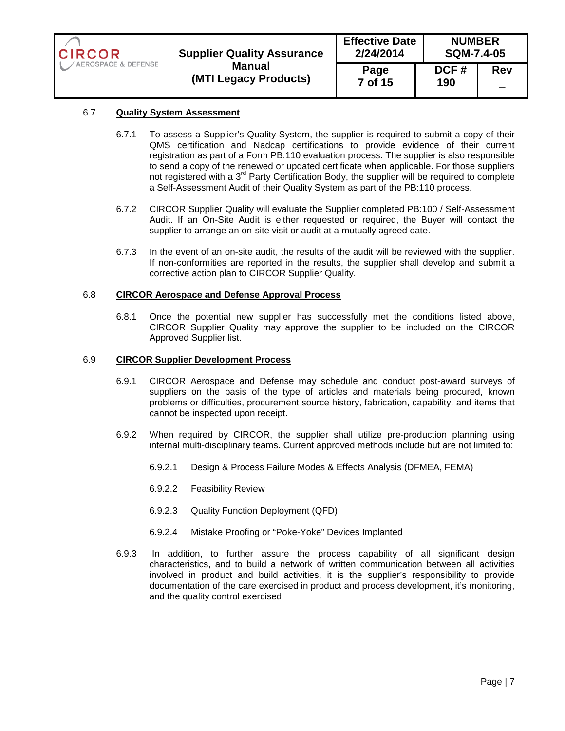## 6.7 Quality System Assessment

6.7.1 To assess a Supplier's Quality System, the supplier is required to submit a copy of their QMS certification and Nadcap certifications to provide evidence of their current registration as part of a Form PB:110 evaluation process. The supplier is also responsible to send a copy of the renewed or updated certificate when applicable. For those suppliers not registered with a 3rd Party Certification Body, the supplier will be required to complete a Self-Assessment Audit of their Quality System as part of the PB:110 process.

6.7.2 CIRCOR Supplier Quality will evaluate the Supplier completed PB:100 / Self-Assessment Audit. If an On-Site Audit is either requested or required, the Buyer will contact the supplier to arrange an on-site visit or audit at a mutually agreed date.

6.7.3 In the event of an on-site audit, the results of the audit will be reviewed with the supplier. If non-conformities are reported in the results, the supplier shall develop and submit a corrective action plan to CIRCOR Supplier Quality.

## 6.8 CIRCOR Aerospace and Defense Approval Process

6.8.1 Once the potential new supplier has successfully met the conditions listed above, CIRCOR Supplier Quality may approve the supplier to be included on the CIRCOR Approved Supplier list.

## 6.9 CIRCOR Supplier Development Process

6.9.1 CIRCOR Aerospace and Defense may schedule and conduct post-award surveys of suppliers on the basis of the type of articles and materials being procured, known problems or difficulties, procurement source history, fabrication, capability, and items that cannot be inspected upon receipt.

6.9.2 When required by CIRCOR, the supplier shall utilize pre-production planning using internal multi-disciplinary teams. Current approved methods include but are not limited to:

6.9.2.1 Design & Process Failure Modes & Effects Analysis (DFMEA, FEMA)

6.9.2.2 Feasibility Review

6.9.2.3 Quality Function Deployment (QFD)

6.9.2.4 Mistake Proofing or "Poke-Yoke" Devices Implanted

6.9.3 In addition, to further assure the process capability of all significant design characteristics, and to build a network of written communication between all activities involved in product and build activities, it is the supplier's responsibility to provide documentation of the care exercised in product and process development, it's monitoring, and the quality control exercised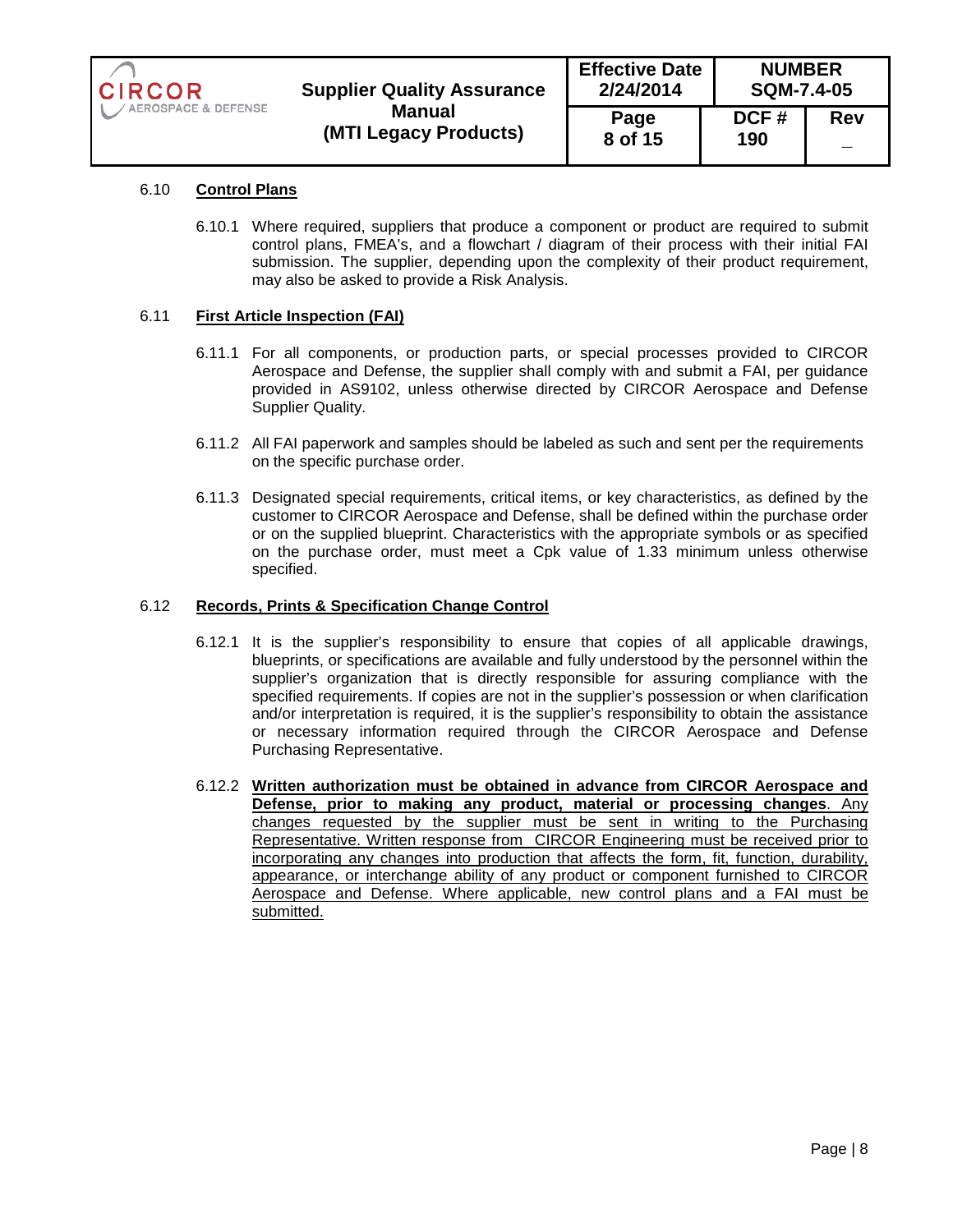### 6.10 **Control Plans**

6.10.1 Where required, suppliers that produce a component or product are required to submit control plans, FMEA's, and a flowchart / diagram of their process with their initial FAI submission. The supplier, depending upon the complexity of their product requirement, may also be asked to provide a Risk Analysis.

### 6.11 **First Article Inspection (FAI)**

6.11.1 For all components, or production parts, or special processes provided to CIRCOR Aerospace and Defense, the supplier shall comply with and submit a FAI, per guidance provided in AS9102, unless otherwise directed by CIRCOR Aerospace and Defense Supplier Quality.

6.11.2 All FAI paperwork and samples should be labeled as such and sent per the requirements on the specific purchase order.

6.11.3 Designated special requirements, critical items, or key characteristics, as defined by the customer to CIRCOR Aerospace and Defense, shall be defined within the purchase order or on the supplied blueprint. Characteristics with the appropriate symbols or as specified on the purchase order, must meet a Cpk value of 1.33 minimum unless otherwise specified.

### 6.12 **Records, Prints & Specification Change Control**

6.12.1 It is the supplier's responsibility to ensure that copies of all applicable drawings, blueprints, or specifications are available and fully understood by the personnel within the supplier's organization that is directly responsible for assuring compliance with the specified requirements. If copies are not in the supplier's possession or when clarification and/or interpretation is required, it is the supplier's responsibility to obtain the assistance or necessary information required through the CIRCOR Aerospace and Defense Purchasing Representative.

6.12.2 **Written authorization must be obtained in advance from CIRCOR Aerospace and Defense, prior to making any product, material or processing changes**. Any changes requested by the supplier must be sent in writing to the Purchasing Representative. Written response from CIRCOR Engineering must be received prior to incorporating any changes into production that affects the form, fit, function, durability, appearance, or interchange ability of any product or component furnished to CIRCOR Aerospace and Defense. Where applicable, new control plans and a FAI must be submitted.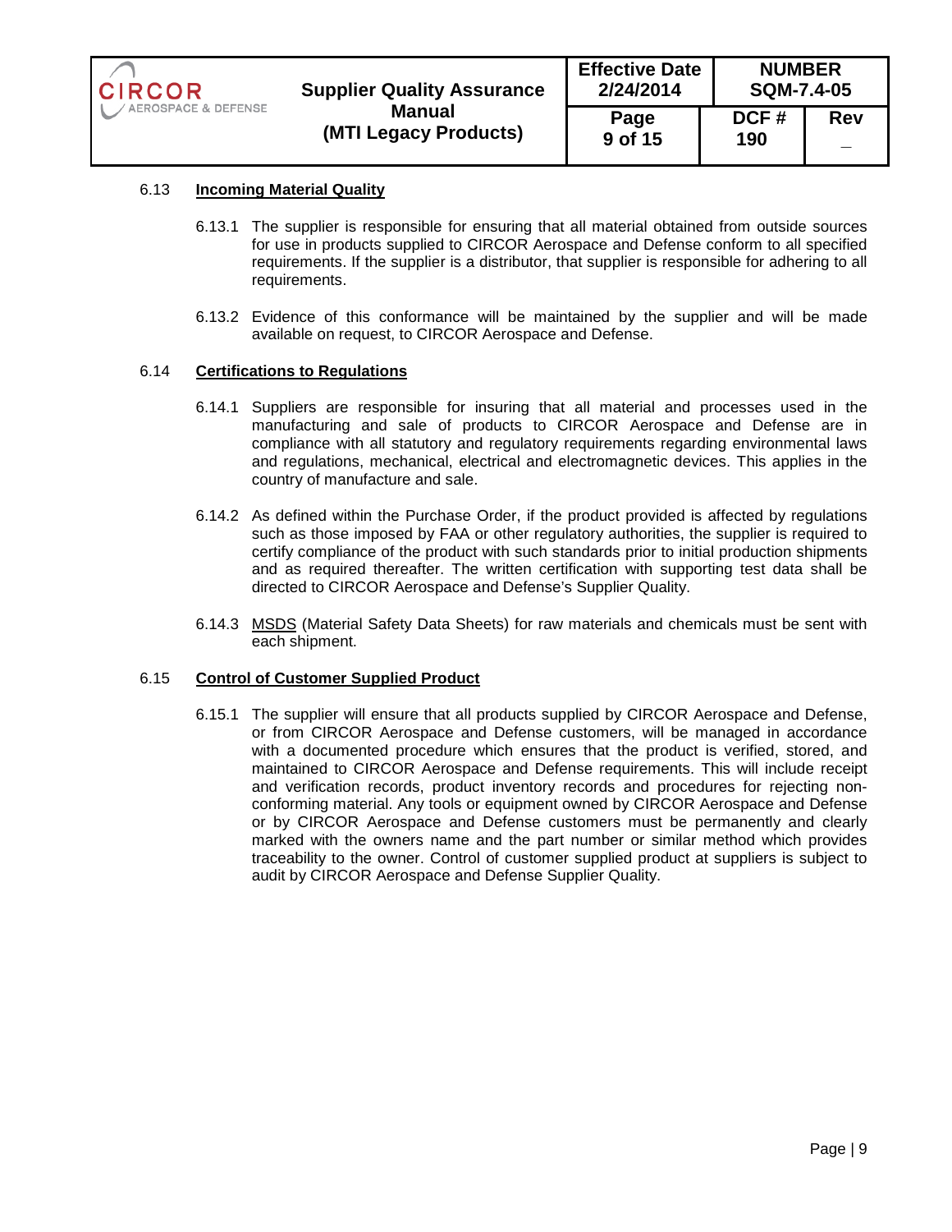## 6.13 **Incoming Material Quality**

6.13.1 The supplier is responsible for ensuring that all material obtained from outside sources for use in products supplied to CIRCOR Aerospace and Defense conform to all specified requirements. If the supplier is a distributor, that supplier is responsible for adhering to all requirements.

6.13.2 Evidence of this conformance will be maintained by the supplier and will be made available on request, to CIRCOR Aerospace and Defense.

## 6.14 **Certifications to Regulations**

6.14.1 Suppliers are responsible for insuring that all material and processes used in the manufacturing and sale of products to CIRCOR Aerospace and Defense are in compliance with all statutory and regulatory requirements regarding environmental laws and regulations, mechanical, electrical and electromagnetic devices. This applies in the country of manufacture and sale.

6.14.2 As defined within the Purchase Order, if the product provided is affected by regulations such as those imposed by FAA or other regulatory authorities, the supplier is required to certify compliance of the product with such standards prior to initial production shipments and as required thereafter. The written certification with supporting test data shall be directed to CIRCOR Aerospace and Defense's Supplier Quality.

6.14.3 MSDS (Material Safety Data Sheets) for raw materials and chemicals must be sent with each shipment.

## 6.15 **Control of Customer Supplied Product**

6.15.1 The supplier will ensure that all products supplied by CIRCOR Aerospace and Defense, or from CIRCOR Aerospace and Defense customers, will be managed in accordance with a documented procedure which ensures that the product is verified, stored, and maintained to CIRCOR Aerospace and Defense requirements. This will include receipt and verification records, product inventory records and procedures for rejecting non-conforming material. Any tools or equipment owned by CIRCOR Aerospace and Defense or by CIRCOR Aerospace and Defense customers must be permanently and clearly marked with the owners name and the part number or similar method which provides traceability to the owner. Control of customer supplied product at suppliers is subject to audit by CIRCOR Aerospace and Defense Supplier Quality.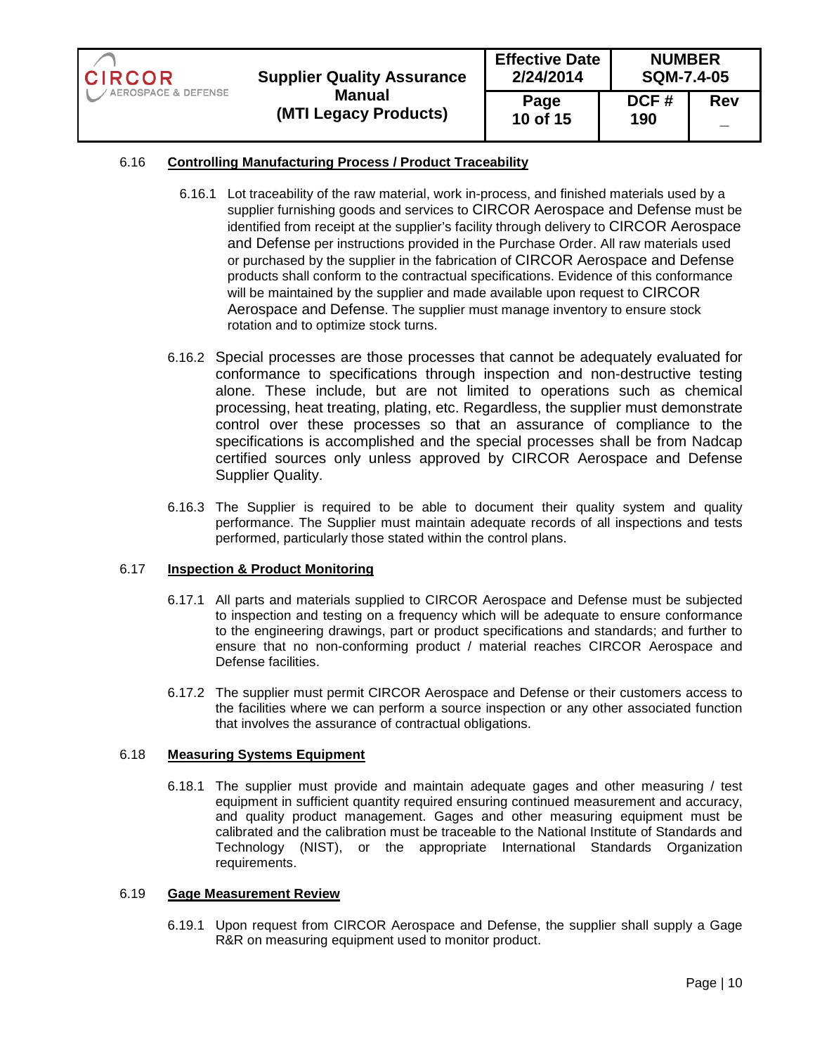## 6.16 Controlling Manufacturing Process / Product Traceability

6.16.1 Lot traceability of the raw material, work in-process, and finished materials used by a supplier furnishing goods and services to CIRCOR Aerospace and Defense must be identified from receipt at the supplier's facility through delivery to CIRCOR Aerospace and Defense per instructions provided in the Purchase Order. All raw materials used or purchased by the supplier in the fabrication of CIRCOR Aerospace and Defense products shall conform to the contractual specifications. Evidence of this conformance will be maintained by the supplier and made available upon request to CIRCOR Aerospace and Defense. The supplier must manage inventory to ensure stock rotation and to optimize stock turns.

6.16.2 Special processes are those processes that cannot be adequately evaluated for conformance to specifications through inspection and non-destructive testing alone. These include, but are not limited to operations such as chemical processing, heat treating, plating, etc. Regardless, the supplier must demonstrate control over these processes so that an assurance of compliance to the specifications is accomplished and the special processes shall be from Nadcap certified sources only unless approved by CIRCOR Aerospace and Defense Supplier Quality.

6.16.3 The Supplier is required to be able to document their quality system and quality performance. The Supplier must maintain adequate records of all inspections and tests performed, particularly those stated within the control plans.

## 6.17 Inspection & Product Monitoring

6.17.1 All parts and materials supplied to CIRCOR Aerospace and Defense must be subjected to inspection and testing on a frequency which will be adequate to ensure conformance to the engineering drawings, part or product specifications and standards; and further to ensure that no non-conforming product / material reaches CIRCOR Aerospace and Defense facilities.

6.17.2 The supplier must permit CIRCOR Aerospace and Defense or their customers access to the facilities where we can perform a source inspection or any other associated function that involves the assurance of contractual obligations.

## 6.18 Measuring Systems Equipment

6.18.1 The supplier must provide and maintain adequate gages and other measuring / test equipment in sufficient quantity required ensuring continued measurement and accuracy, and quality product management. Gages and other measuring equipment must be calibrated and the calibration must be traceable to the National Institute of Standards and Technology (NIST), or the appropriate International Standards Organization requirements.

## 6.19 Gage Measurement Review

6.19.1 Upon request from CIRCOR Aerospace and Defense, the supplier shall supply a Gage R&R on measuring equipment used to monitor product.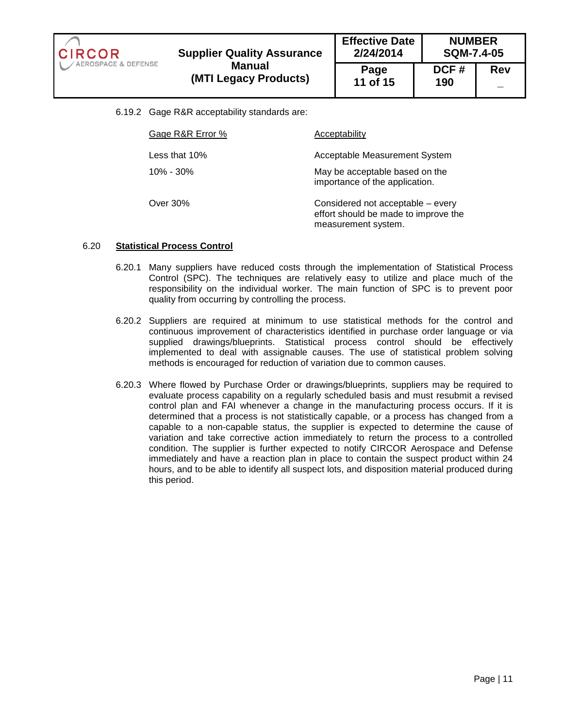6.19.2 Gage R&R acceptability standards are:

| Gage R&R Error % | Acceptability |
| --- | --- |
| Less that 10% | Acceptable Measurement System |
| 10% - 30% | May be acceptable based on the importance of the application. |
| Over 30% | Considered not acceptable – every effort should be made to improve the measurement system. |

## 6.20 **Statistical Process Control**

6.20.1 Many suppliers have reduced costs through the implementation of Statistical Process Control (SPC). The techniques are relatively easy to utilize and place much of the responsibility on the individual worker. The main function of SPC is to prevent poor quality from occurring by controlling the process.

6.20.2 Suppliers are required at minimum to use statistical methods for the control and continuous improvement of characteristics identified in purchase order language or via supplied drawings/blueprints. Statistical process control should be effectively implemented to deal with assignable causes. The use of statistical problem solving methods is encouraged for reduction of variation due to common causes.

6.20.3 Where flowed by Purchase Order or drawings/blueprints, suppliers may be required to evaluate process capability on a regularly scheduled basis and must resubmit a revised control plan and FAI whenever a change in the manufacturing process occurs. If it is determined that a process is not statistically capable, or a process has changed from a capable to a non-capable status, the supplier is expected to determine the cause of variation and take corrective action immediately to return the process to a controlled condition. The supplier is further expected to notify CIRCOR Aerospace and Defense immediately and have a reaction plan in place to contain the suspect product within 24 hours, and to be able to identify all suspect lots, and disposition material produced during this period.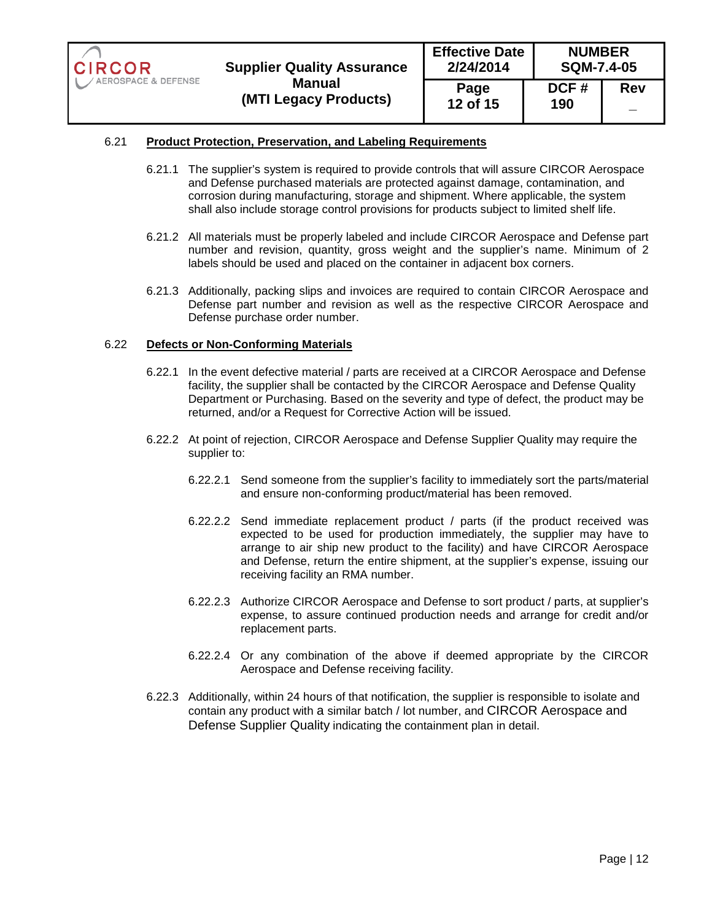## 6.21 Product Protection, Preservation, and Labeling Requirements

6.21.1 The supplier's system is required to provide controls that will assure CIRCOR Aerospace and Defense purchased materials are protected against damage, contamination, and corrosion during manufacturing, storage and shipment. Where applicable, the system shall also include storage control provisions for products subject to limited shelf life.

6.21.2 All materials must be properly labeled and include CIRCOR Aerospace and Defense part number and revision, quantity, gross weight and the supplier's name. Minimum of 2 labels should be used and placed on the container in adjacent box corners.

6.21.3 Additionally, packing slips and invoices are required to contain CIRCOR Aerospace and Defense part number and revision as well as the respective CIRCOR Aerospace and Defense purchase order number.

## 6.22 Defects or Non-Conforming Materials

6.22.1 In the event defective material / parts are received at a CIRCOR Aerospace and Defense facility, the supplier shall be contacted by the CIRCOR Aerospace and Defense Quality Department or Purchasing. Based on the severity and type of defect, the product may be returned, and/or a Request for Corrective Action will be issued.

6.22.2 At point of rejection, CIRCOR Aerospace and Defense Supplier Quality may require the supplier to:

6.22.2.1 Send someone from the supplier's facility to immediately sort the parts/material and ensure non-conforming product/material has been removed.

6.22.2.2 Send immediate replacement product / parts (if the product received was expected to be used for production immediately, the supplier may have to arrange to air ship new product to the facility) and have CIRCOR Aerospace and Defense, return the entire shipment, at the supplier's expense, issuing our receiving facility an RMA number.

6.22.2.3 Authorize CIRCOR Aerospace and Defense to sort product / parts, at supplier's expense, to assure continued production needs and arrange for credit and/or replacement parts.

6.22.2.4 Or any combination of the above if deemed appropriate by the CIRCOR Aerospace and Defense receiving facility.

6.22.3 Additionally, within 24 hours of that notification, the supplier is responsible to isolate and contain any product with a similar batch / lot number, and CIRCOR Aerospace and Defense Supplier Quality indicating the containment plan in detail.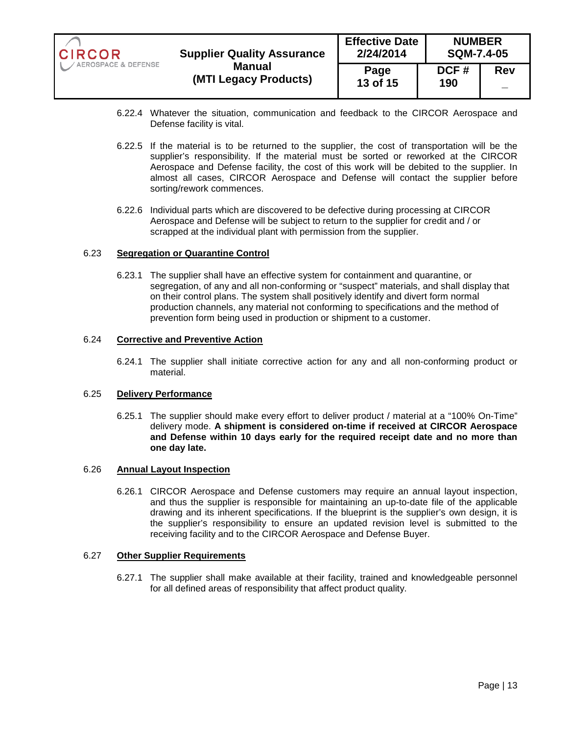6.22.4 Whatever the situation, communication and feedback to the CIRCOR Aerospace and Defense facility is vital.

6.22.5 If the material is to be returned to the supplier, the cost of transportation will be the supplier's responsibility. If the material must be sorted or reworked at the CIRCOR Aerospace and Defense facility, the cost of this work will be debited to the supplier. In almost all cases, CIRCOR Aerospace and Defense will contact the supplier before sorting/rework commences.

6.22.6 Individual parts which are discovered to be defective during processing at CIRCOR Aerospace and Defense will be subject to return to the supplier for credit and / or scrapped at the individual plant with permission from the supplier.

## 6.23 Segregation or Quarantine Control

6.23.1 The supplier shall have an effective system for containment and quarantine, or segregation, of any and all non-conforming or "suspect" materials, and shall display that on their control plans. The system shall positively identify and divert form normal production channels, any material not conforming to specifications and the method of prevention form being used in production or shipment to a customer.

## 6.24 Corrective and Preventive Action

6.24.1 The supplier shall initiate corrective action for any and all non-conforming product or material.

## 6.25 Delivery Performance

6.25.1 The supplier should make every effort to deliver product / material at a "100% On-Time" delivery mode. **A shipment is considered on-time if received at CIRCOR Aerospace and Defense within 10 days early for the required receipt date and no more than one day late.**

## 6.26 Annual Layout Inspection

6.26.1 CIRCOR Aerospace and Defense customers may require an annual layout inspection, and thus the supplier is responsible for maintaining an up-to-date file of the applicable drawing and its inherent specifications. If the blueprint is the supplier's own design, it is the supplier's responsibility to ensure an updated revision level is submitted to the receiving facility and to the CIRCOR Aerospace and Defense Buyer.

## 6.27 Other Supplier Requirements

6.27.1 The supplier shall make available at their facility, trained and knowledgeable personnel for all defined areas of responsibility that affect product quality.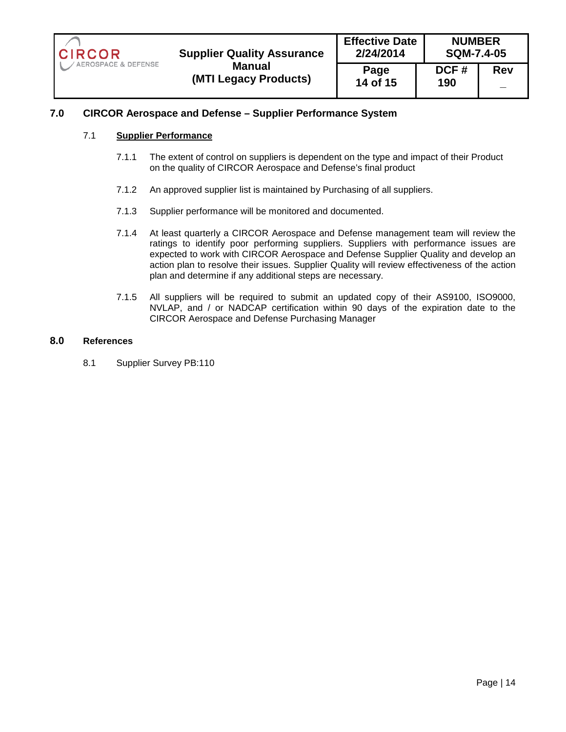## 7.0 CIRCOR Aerospace and Defense – Supplier Performance System

### 7.1 Supplier Performance

7.1.1 The extent of control on suppliers is dependent on the type and impact of their Product on the quality of CIRCOR Aerospace and Defense's final product

7.1.2 An approved supplier list is maintained by Purchasing of all suppliers.

7.1.3 Supplier performance will be monitored and documented.

7.1.4 At least quarterly a CIRCOR Aerospace and Defense management team will review the ratings to identify poor performing suppliers. Suppliers with performance issues are expected to work with CIRCOR Aerospace and Defense Supplier Quality and develop an action plan to resolve their issues. Supplier Quality will review effectiveness of the action plan and determine if any additional steps are necessary.

7.1.5 All suppliers will be required to submit an updated copy of their AS9100, ISO9000, NVLAP, and / or NADCAP certification within 90 days of the expiration date to the CIRCOR Aerospace and Defense Purchasing Manager

## 8.0 References

8.1 Supplier Survey PB:110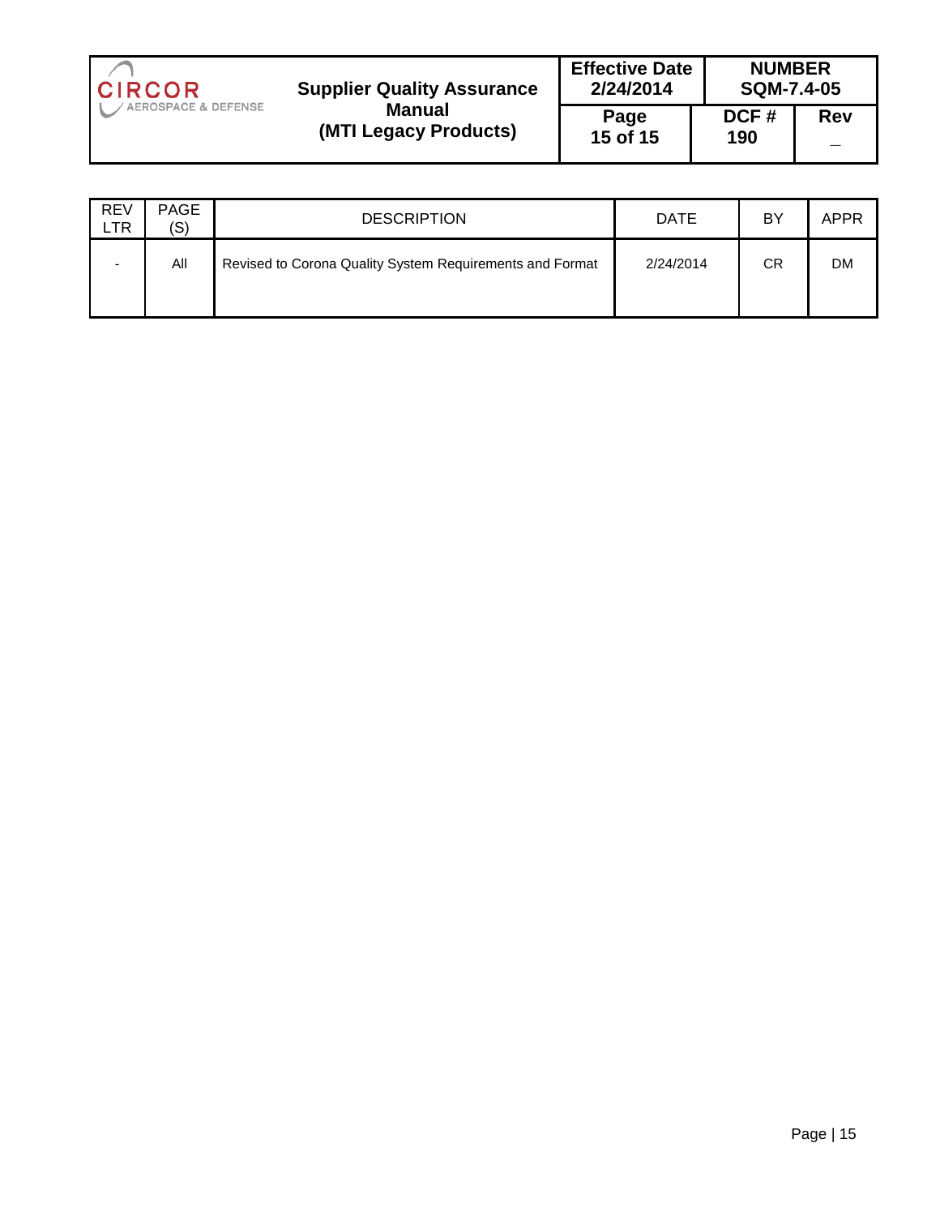| REV LTR | PAGE (S) | DESCRIPTION | DATE | BY | APPR |
|---|---|---|---|---|---|
| - | All | Revised to Corona Quality System Requirements and Format | 2/24/2014 | CR | DM |